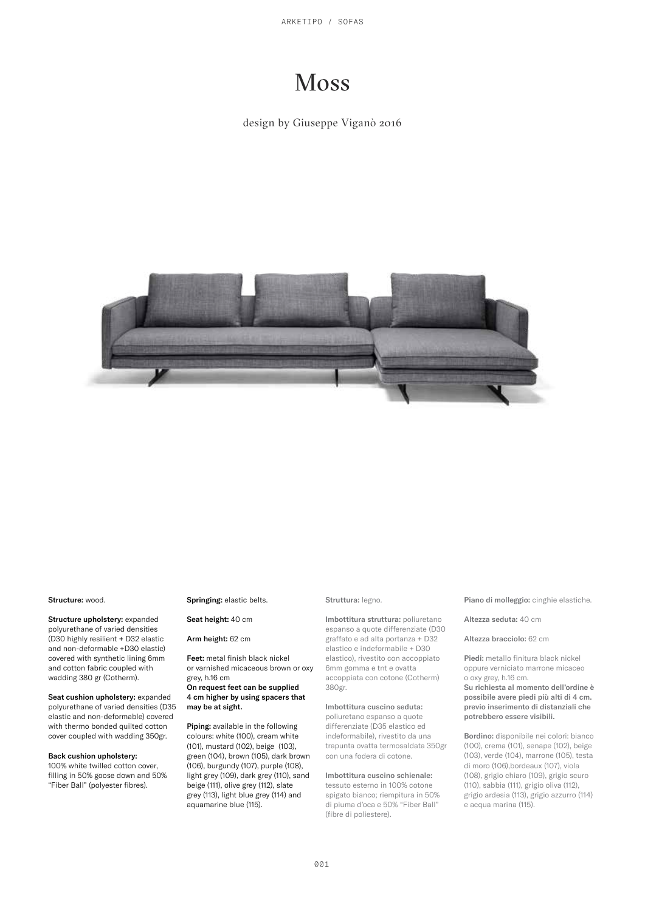# Moss

design by Giuseppe Viganò 2016

**Structure:** wood.

**Structure upholstery:** expanded polyurethane of varied densities (D30 highly resilient + D32 elastic and non-deformable +D30 elastic) covered with synthetic lining 6mm and cotton fabric coupled with wadding 380 gr (Cotherm).

**Seat cushion upholstery:** expanded polyurethane of varied densities (D35 elastic and non-deformable) covered with thermo bonded quilted cotton cover coupled with wadding 350gr.

**Back cushion upholstery:**
100% white twilled cotton cover, filling in 50% goose down and 50% "Fiber Ball" (polyester fibres).

**Springing:** elastic belts.

**Seat height:** 40 cm

**Arm height:** 62 cm

**Feet:** metal finish black nickel or varnished micaceous brown or oxy grey, h.16 cm
**On request feet can be supplied 4 cm higher by using spacers that may be at sight.**

**Piping:** available in the following colours: white (100), cream white (101), mustard (102), beige (103), green (104), brown (105), dark brown (106), burgundy (107), purple (108), light grey (109), dark grey (110), sand beige (111), olive grey (112), slate grey (113), light blue grey (114) and aquamarine blue (115).

**Struttura:** legno.

**Imbottitura struttura:** poliuretano espanso a quote differenziate (D30 graffato e ad alta portanza + D32 elastico e indeformabile + D30 elastico), rivestito con accoppiato 6mm gomma e tnt e ovatta accoppiata con cotone (Cotherm) 380gr.

**Imbottitura cuscino seduta:** poliuretano espanso a quote differenziate (D35 elastico ed indeformabile), rivestito da una trapunta ovatta termosaldata 350gr con una fodera di cotone.

**Imbottitura cuscino schienale:** tessuto esterno in 100% cotone spigato bianco; riempitura in 50% di piuma d'oca e 50% "Fiber Ball" (fibre di poliestere).

**Piano di molleggio:** cinghie elastiche.

**Altezza seduta:** 40 cm

**Altezza bracciolo:** 62 cm

**Piedi:** metallo finitura black nickel oppure verniciato marrone micaceo o oxy grey, h.16 cm.
**Su richiesta al momento dell'ordine è possibile avere piedi più alti di 4 cm. previo inserimento di distanziali che potrebbero essere visibili.**

**Bordino:** disponibile nei colori: bianco (100), crema (101), senape (102), beige (103), verde (104), marrone (105), testa di moro (106),bordeaux (107), viola (108), grigio chiaro (109), grigio scuro (110), sabbia (111), grigio oliva (112), grigio ardesia (113), grigio azzurro (114) e acqua marina (115).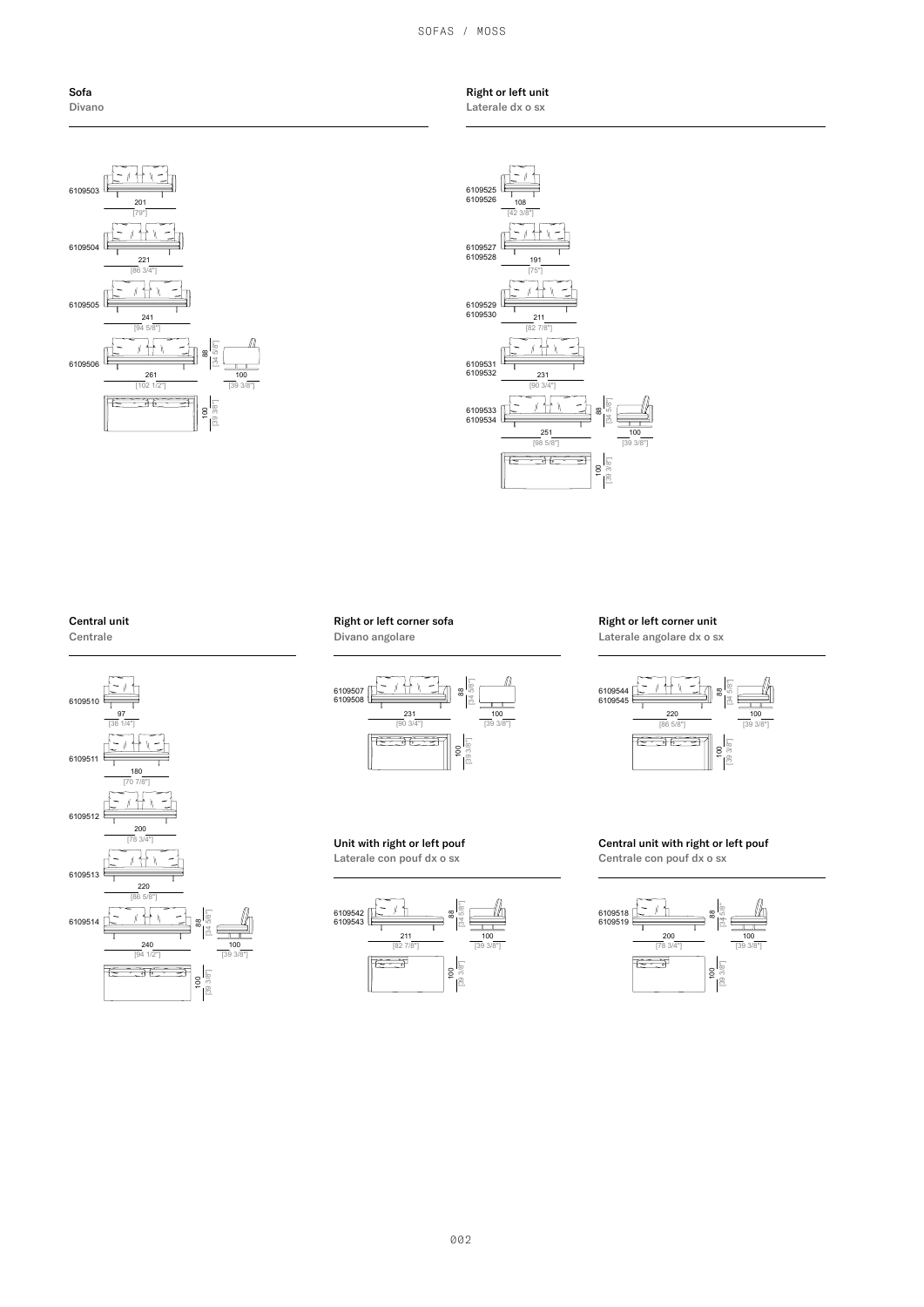## Sofa

Divano

6109503 — 201 [79"]

6109504 — 221 [86 3/4"]

6109505 — 241 [94 5/8"]

6109506 — 261 [102 1/2"]

88 [34 5/8"] — 100 [39 3/8"] — 100 [39 3/8"]

## Right or left unit

Laterale dx o sx

6109525 / 6109526 — 108 [42 3/8"]

6109527 / 6109528 — 191 [75"]

6109529 / 6109530 — 211 [82 7/8"]

6109531 / 6109532 — 231 [90 3/4"]

6109533 / 6109534 — 251 [98 5/8"]

88 [34 5/8"] — 100 [39 3/8"] — 100 [39 3/8"]

## Central unit

Centrale

6109510 — 97 [38 1/4"]

6109511 — 180 [70 7/8"]

6109512 — 200 [78 3/4"]

6109513 — 220 [86 5/8"]

6109514 — 240 [94 1/2"]

88 [34 5/8"] — 100 [39 3/8"] — 100 [39 3/8"]

## Right or left corner sofa

Divano angolare

6109507 / 6109508 — 231 [90 3/4"]

88 [34 5/8"] — 100 [39 3/8"] — 100 [39 3/8"]

## Right or left corner unit

Laterale angolare dx o sx

6109544 / 6109545 — 220 [86 5/8"]

88 [34 5/8"] — 100 [39 3/8"] — 100 [39 3/8"]

## Unit with right or left pouf

Laterale con pouf dx o sx

6109542 / 6109543 — 211 [82 7/8"]

88 [34 5/8"] — 100 [39 3/8"] — 100 [39 3/8"]

## Central unit with right or left pouf

Centrale con pouf dx o sx

6109518 / 6109519 — 200 [78 3/4"]

88 [34 5/8"] — 100 [39 3/8"] — 100 [39 3/8"]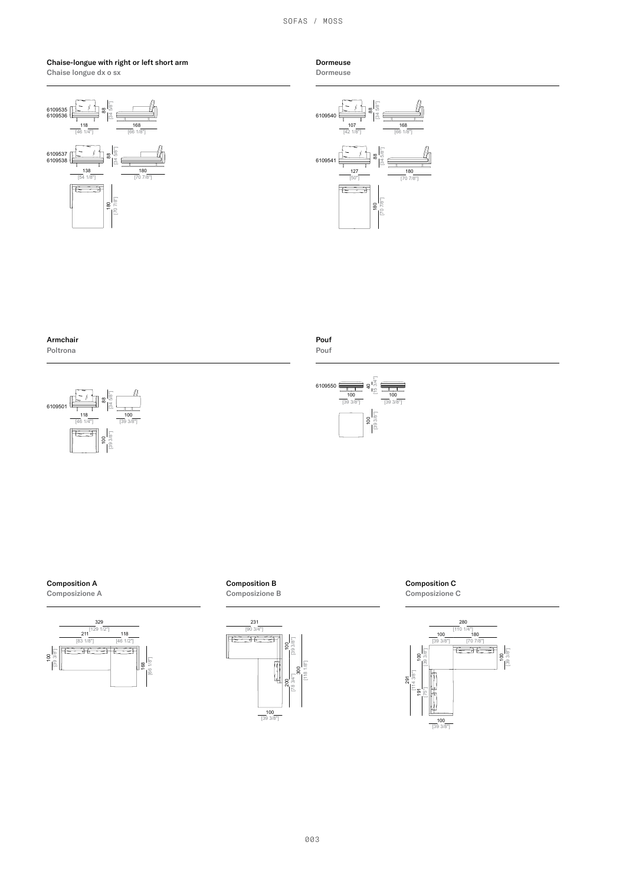## Chaise-longue with right or left short arm

Chaise longue dx o sx

6109535
6109536

88
[34 5/8"]

118
[46 1/4"]

168
[66 1/8"]

6109537
6109538

88
[34 5/8"]

138
[54 1/8"]

180
[70 7/8"]

180
[70 7/8"]

## Dormeuse

Dormeuse

6109540

88
[34 5/8"]

107
[42 1/8"]

168
[66 1/8"]

6109541

88
[34 5/8"]

127
[50"]

180
[70 7/8"]

180
[70 7/8"]

## Armchair

Poltrona

6109501

88
[34 5/8"]

118
[46 1/4"]

100
[39 3/8"]

100
[39 3/8"]

## Pouf

Pouf

6109550

40
[15 3/4"]

100
[39 3/8"]

100
[39 3/8"]

100
[39 3/8"]

## Composition A

Composizione A

329
[129 1/2"]

211
[83 1/8"]

118
[46 1/2"]

100
[39 3/8"]

168
[66 1/8"]

## Composition B

Composizione B

231
[90 3/4"]

100
[39 3/8"]

300
[118 1/8"]

200
[78 3/4"]

100
[39 3/8"]

## Composition C

Composizione C

280
[110 1/4"]

100
[39 3/8"]

180
[70 7/8"]

100
[39 3/8"]

100
[39 3/8"]

291
[114 3/8"]

191
[75"]

100
[39 3/8"]